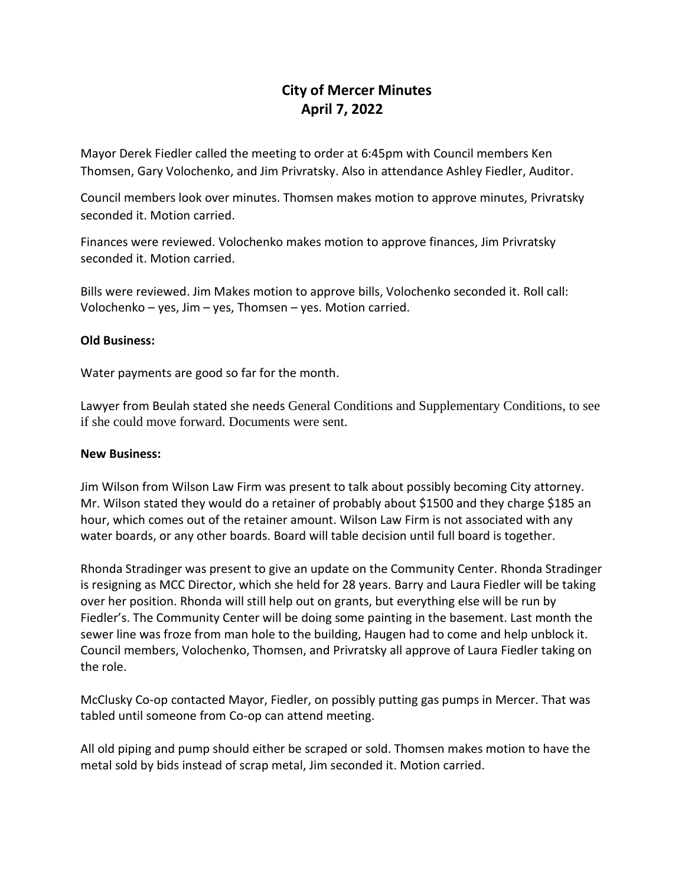# City of Mercer Minutes
## April 7, 2022

Mayor Derek Fiedler called the meeting to order at 6:45pm with Council members Ken Thomsen, Gary Volochenko, and Jim Privratsky. Also in attendance Ashley Fiedler, Auditor.

Council members look over minutes. Thomsen makes motion to approve minutes, Privratsky seconded it. Motion carried.

Finances were reviewed. Volochenko makes motion to approve finances, Jim Privratsky seconded it. Motion carried.

Bills were reviewed. Jim Makes motion to approve bills, Volochenko seconded it. Roll call: Volochenko – yes, Jim – yes, Thomsen – yes. Motion carried.

**Old Business:**

Water payments are good so far for the month.

Lawyer from Beulah stated she needs General Conditions and Supplementary Conditions, to see if she could move forward. Documents were sent.

**New Business:**

Jim Wilson from Wilson Law Firm was present to talk about possibly becoming City attorney. Mr. Wilson stated they would do a retainer of probably about $1500 and they charge $185 an hour, which comes out of the retainer amount. Wilson Law Firm is not associated with any water boards, or any other boards. Board will table decision until full board is together.

Rhonda Stradinger was present to give an update on the Community Center. Rhonda Stradinger is resigning as MCC Director, which she held for 28 years. Barry and Laura Fiedler will be taking over her position. Rhonda will still help out on grants, but everything else will be run by Fiedler's. The Community Center will be doing some painting in the basement. Last month the sewer line was froze from man hole to the building, Haugen had to come and help unblock it. Council members, Volochenko, Thomsen, and Privratsky all approve of Laura Fiedler taking on the role.

McClusky Co-op contacted Mayor, Fiedler, on possibly putting gas pumps in Mercer. That was tabled until someone from Co-op can attend meeting.

All old piping and pump should either be scraped or sold. Thomsen makes motion to have the metal sold by bids instead of scrap metal, Jim seconded it. Motion carried.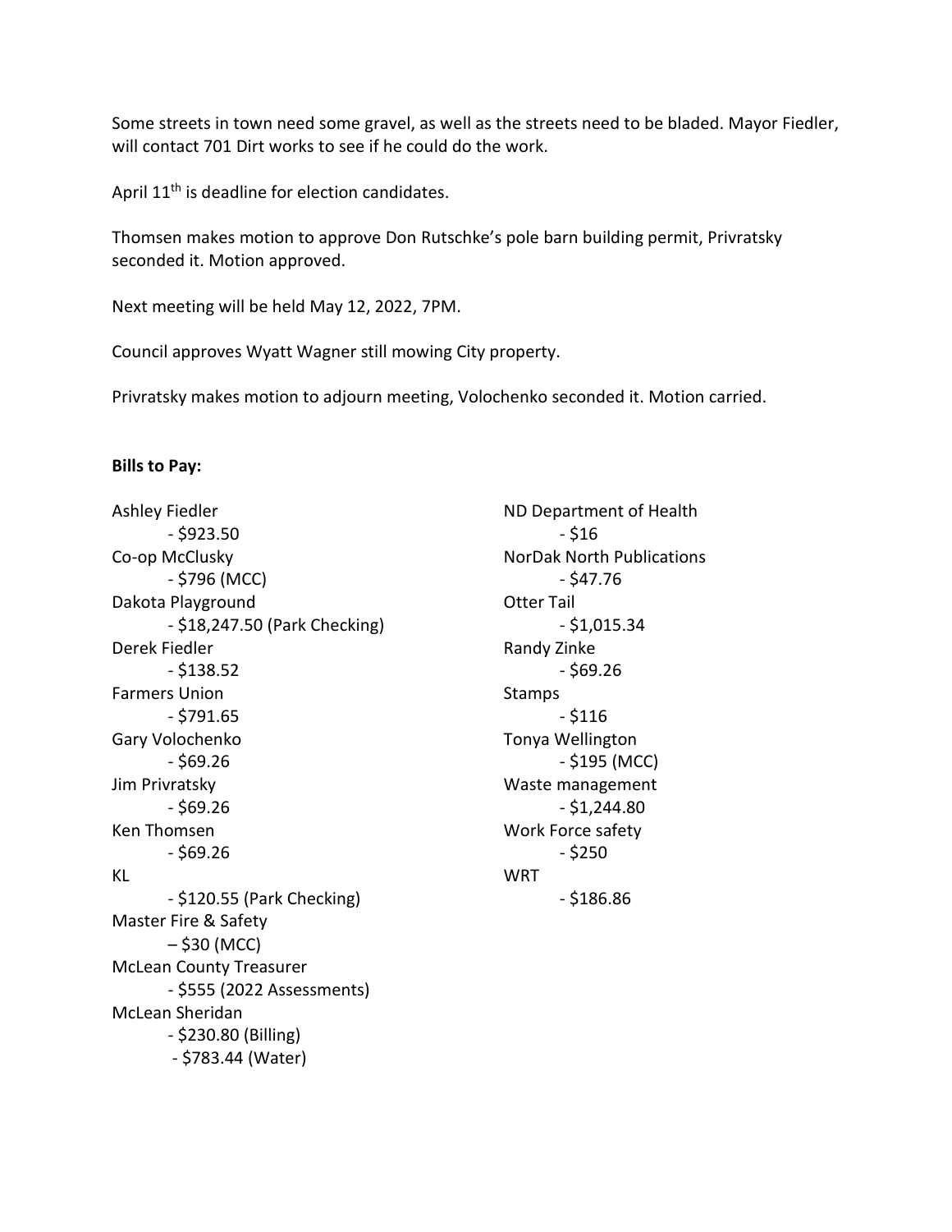Some streets in town need some gravel, as well as the streets need to be bladed. Mayor Fiedler, will contact 701 Dirt works to see if he could do the work.

April 11th is deadline for election candidates.

Thomsen makes motion to approve Don Rutschke's pole barn building permit, Privratsky seconded it. Motion approved.

Next meeting will be held May 12, 2022, 7PM.

Council approves Wyatt Wagner still mowing City property.

Privratsky makes motion to adjourn meeting, Volochenko seconded it. Motion carried.

**Bills to Pay:**

Ashley Fiedler
- $923.50

Co-op McClusky
- $796 (MCC)

Dakota Playground
- $18,247.50 (Park Checking)

Derek Fiedler
- $138.52

Farmers Union
- $791.65

Gary Volochenko
- $69.26

Jim Privratsky
- $69.26

Ken Thomsen
- $69.26

KL
- $120.55 (Park Checking)

Master Fire & Safety
– $30 (MCC)

McLean County Treasurer
- $555 (2022 Assessments)

McLean Sheridan
- $230.80 (Billing)
- $783.44 (Water)

ND Department of Health
- $16

NorDak North Publications
- $47.76

Otter Tail
- $1,015.34

Randy Zinke
- $69.26

Stamps
- $116

Tonya Wellington
- $195 (MCC)

Waste management
- $1,244.80

Work Force safety
- $250

WRT
- $186.86